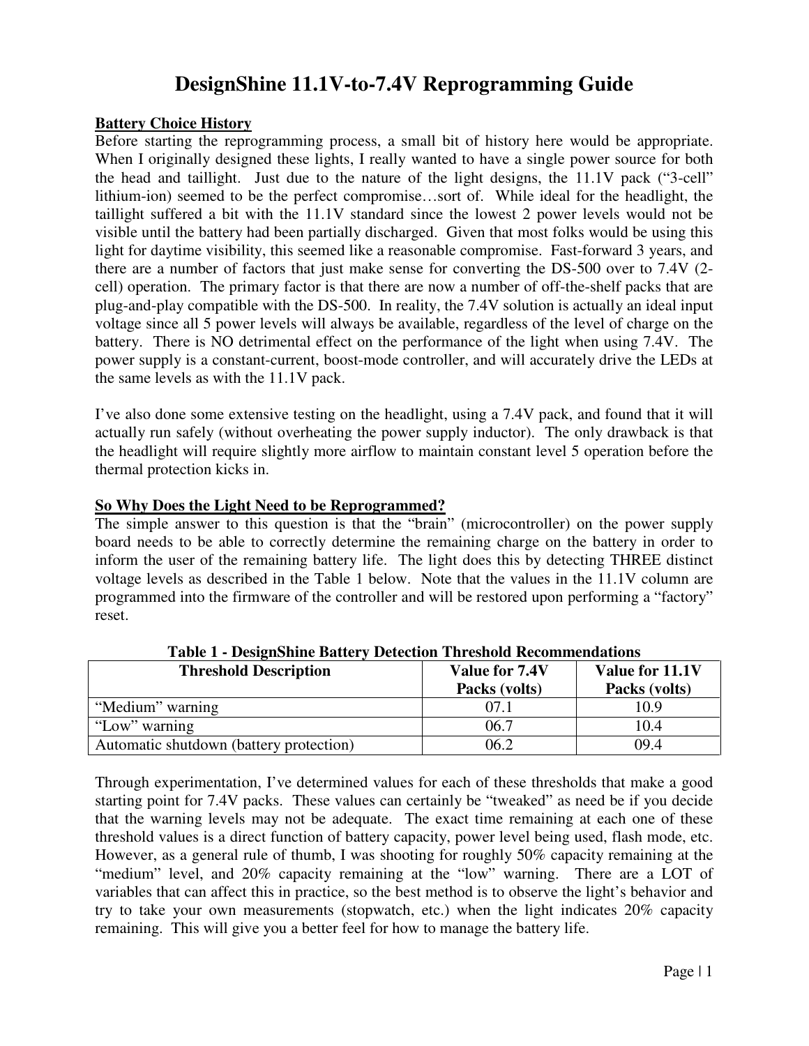# DesignShine 11.1V-to-7.4V Reprogramming Guide

**Battery Choice History**

Before starting the reprogramming process, a small bit of history here would be appropriate. When I originally designed these lights, I really wanted to have a single power source for both the head and taillight. Just due to the nature of the light designs, the 11.1V pack ("3-cell" lithium-ion) seemed to be the perfect compromise…sort of. While ideal for the headlight, the taillight suffered a bit with the 11.1V standard since the lowest 2 power levels would not be visible until the battery had been partially discharged. Given that most folks would be using this light for daytime visibility, this seemed like a reasonable compromise. Fast-forward 3 years, and there are a number of factors that just make sense for converting the DS-500 over to 7.4V (2-cell) operation. The primary factor is that there are now a number of off-the-shelf packs that are plug-and-play compatible with the DS-500. In reality, the 7.4V solution is actually an ideal input voltage since all 5 power levels will always be available, regardless of the level of charge on the battery. There is NO detrimental effect on the performance of the light when using 7.4V. The power supply is a constant-current, boost-mode controller, and will accurately drive the LEDs at the same levels as with the 11.1V pack.

I've also done some extensive testing on the headlight, using a 7.4V pack, and found that it will actually run safely (without overheating the power supply inductor). The only drawback is that the headlight will require slightly more airflow to maintain constant level 5 operation before the thermal protection kicks in.

**So Why Does the Light Need to be Reprogrammed?**

The simple answer to this question is that the "brain" (microcontroller) on the power supply board needs to be able to correctly determine the remaining charge on the battery in order to inform the user of the remaining battery life. The light does this by detecting THREE distinct voltage levels as described in the Table 1 below. Note that the values in the 11.1V column are programmed into the firmware of the controller and will be restored upon performing a "factory" reset.

**Table 1 - DesignShine Battery Detection Threshold Recommendations**

| Threshold Description | Value for 7.4V Packs (volts) | Value for 11.1V Packs (volts) |
|---|---|---|
| "Medium" warning | 07.1 | 10.9 |
| "Low" warning | 06.7 | 10.4 |
| Automatic shutdown (battery protection) | 06.2 | 09.4 |

Through experimentation, I've determined values for each of these thresholds that make a good starting point for 7.4V packs. These values can certainly be "tweaked" as need be if you decide that the warning levels may not be adequate. The exact time remaining at each one of these threshold values is a direct function of battery capacity, power level being used, flash mode, etc. However, as a general rule of thumb, I was shooting for roughly 50% capacity remaining at the "medium" level, and 20% capacity remaining at the "low" warning. There are a LOT of variables that can affect this in practice, so the best method is to observe the light's behavior and try to take your own measurements (stopwatch, etc.) when the light indicates 20% capacity remaining. This will give you a better feel for how to manage the battery life.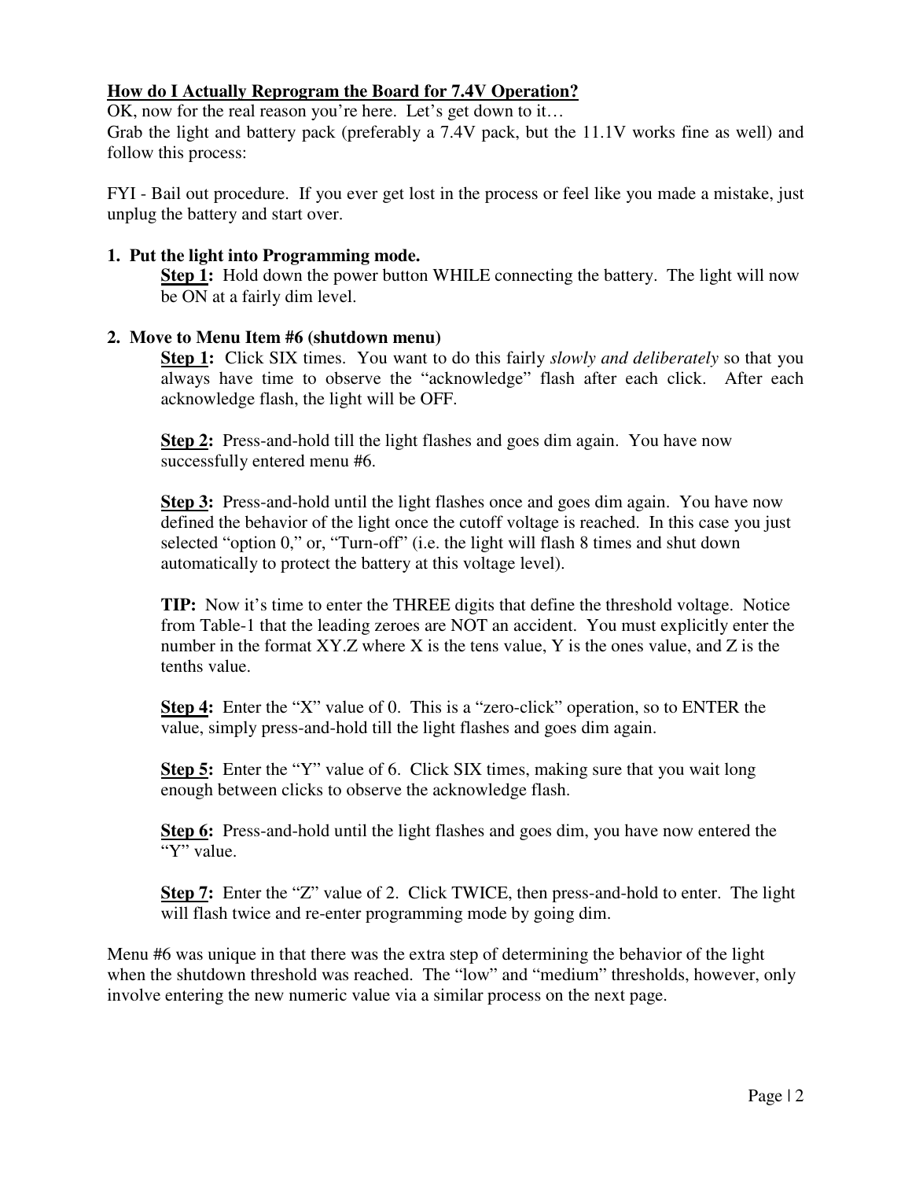**How do I Actually Reprogram the Board for 7.4V Operation?**

OK, now for the real reason you're here. Let's get down to it…
Grab the light and battery pack (preferably a 7.4V pack, but the 11.1V works fine as well) and follow this process:

FYI - Bail out procedure. If you ever get lost in the process or feel like you made a mistake, just unplug the battery and start over.

**1. Put the light into Programming mode.**

**Step 1:** Hold down the power button WHILE connecting the battery. The light will now be ON at a fairly dim level.

**2. Move to Menu Item #6 (shutdown menu)**

**Step 1:** Click SIX times. You want to do this fairly *slowly and deliberately* so that you always have time to observe the "acknowledge" flash after each click. After each acknowledge flash, the light will be OFF.

**Step 2:** Press-and-hold till the light flashes and goes dim again. You have now successfully entered menu #6.

**Step 3:** Press-and-hold until the light flashes once and goes dim again. You have now defined the behavior of the light once the cutoff voltage is reached. In this case you just selected "option 0," or, "Turn-off" (i.e. the light will flash 8 times and shut down automatically to protect the battery at this voltage level).

**TIP:** Now it's time to enter the THREE digits that define the threshold voltage. Notice from Table-1 that the leading zeroes are NOT an accident. You must explicitly enter the number in the format XY.Z where X is the tens value, Y is the ones value, and Z is the tenths value.

**Step 4:** Enter the "X" value of 0. This is a "zero-click" operation, so to ENTER the value, simply press-and-hold till the light flashes and goes dim again.

**Step 5:** Enter the "Y" value of 6. Click SIX times, making sure that you wait long enough between clicks to observe the acknowledge flash.

**Step 6:** Press-and-hold until the light flashes and goes dim, you have now entered the "Y" value.

**Step 7:** Enter the "Z" value of 2. Click TWICE, then press-and-hold to enter. The light will flash twice and re-enter programming mode by going dim.

Menu #6 was unique in that there was the extra step of determining the behavior of the light when the shutdown threshold was reached. The "low" and "medium" thresholds, however, only involve entering the new numeric value via a similar process on the next page.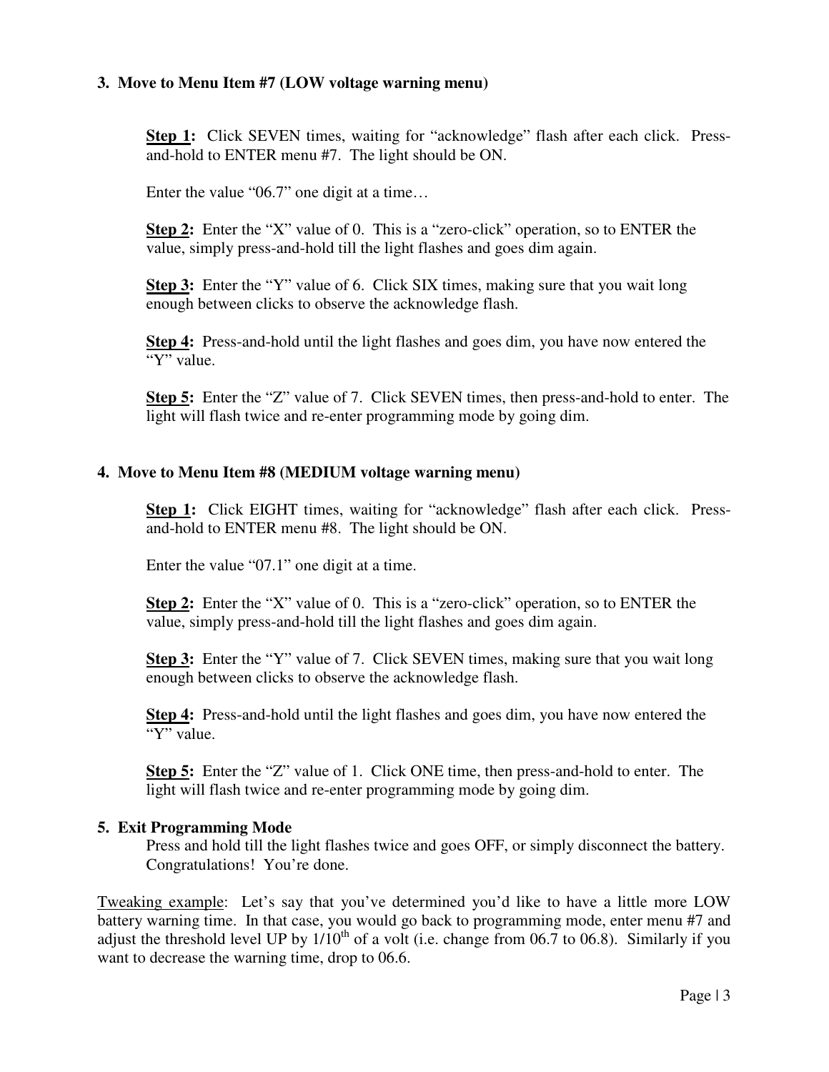**3. Move to Menu Item #7 (LOW voltage warning menu)**

**Step 1:** Click SEVEN times, waiting for "acknowledge" flash after each click. Press-and-hold to ENTER menu #7. The light should be ON.

Enter the value "06.7" one digit at a time…

**Step 2:** Enter the "X" value of 0. This is a "zero-click" operation, so to ENTER the value, simply press-and-hold till the light flashes and goes dim again.

**Step 3:** Enter the "Y" value of 6. Click SIX times, making sure that you wait long enough between clicks to observe the acknowledge flash.

**Step 4:** Press-and-hold until the light flashes and goes dim, you have now entered the "Y" value.

**Step 5:** Enter the "Z" value of 7. Click SEVEN times, then press-and-hold to enter. The light will flash twice and re-enter programming mode by going dim.

**4. Move to Menu Item #8 (MEDIUM voltage warning menu)**

**Step 1:** Click EIGHT times, waiting for "acknowledge" flash after each click. Press-and-hold to ENTER menu #8. The light should be ON.

Enter the value "07.1" one digit at a time.

**Step 2:** Enter the "X" value of 0. This is a "zero-click" operation, so to ENTER the value, simply press-and-hold till the light flashes and goes dim again.

**Step 3:** Enter the "Y" value of 7. Click SEVEN times, making sure that you wait long enough between clicks to observe the acknowledge flash.

**Step 4:** Press-and-hold until the light flashes and goes dim, you have now entered the "Y" value.

**Step 5:** Enter the "Z" value of 1. Click ONE time, then press-and-hold to enter. The light will flash twice and re-enter programming mode by going dim.

**5. Exit Programming Mode**

Press and hold till the light flashes twice and goes OFF, or simply disconnect the battery. Congratulations! You're done.

Tweaking example: Let's say that you've determined you'd like to have a little more LOW battery warning time. In that case, you would go back to programming mode, enter menu #7 and adjust the threshold level UP by $1/10^{th}$ of a volt (i.e. change from 06.7 to 06.8). Similarly if you want to decrease the warning time, drop to 06.6.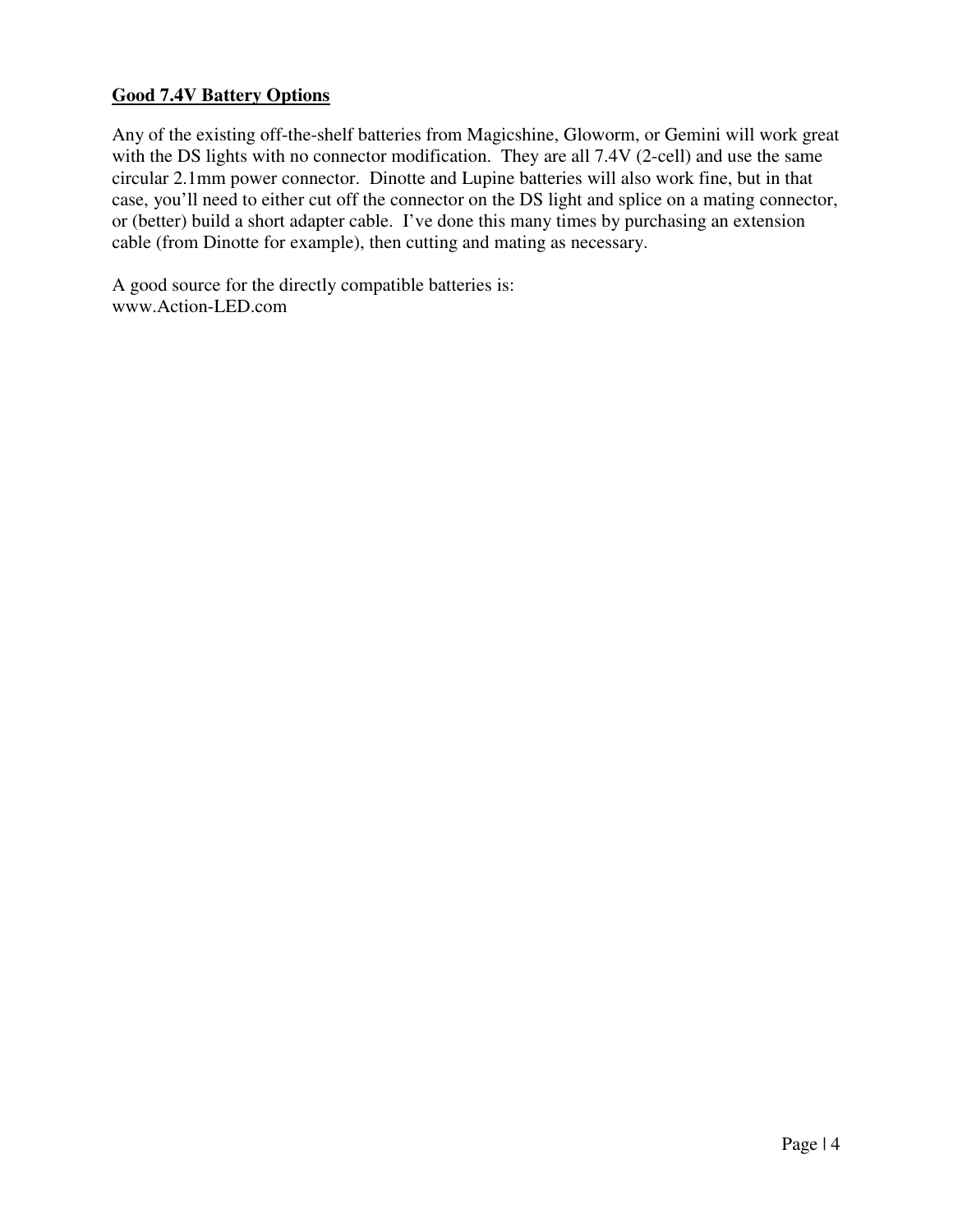**Good 7.4V Battery Options**

Any of the existing off-the-shelf batteries from Magicshine, Gloworm, or Gemini will work great with the DS lights with no connector modification. They are all 7.4V (2-cell) and use the same circular 2.1mm power connector. Dinotte and Lupine batteries will also work fine, but in that case, you'll need to either cut off the connector on the DS light and splice on a mating connector, or (better) build a short adapter cable. I've done this many times by purchasing an extension cable (from Dinotte for example), then cutting and mating as necessary.

A good source for the directly compatible batteries is:
www.Action-LED.com